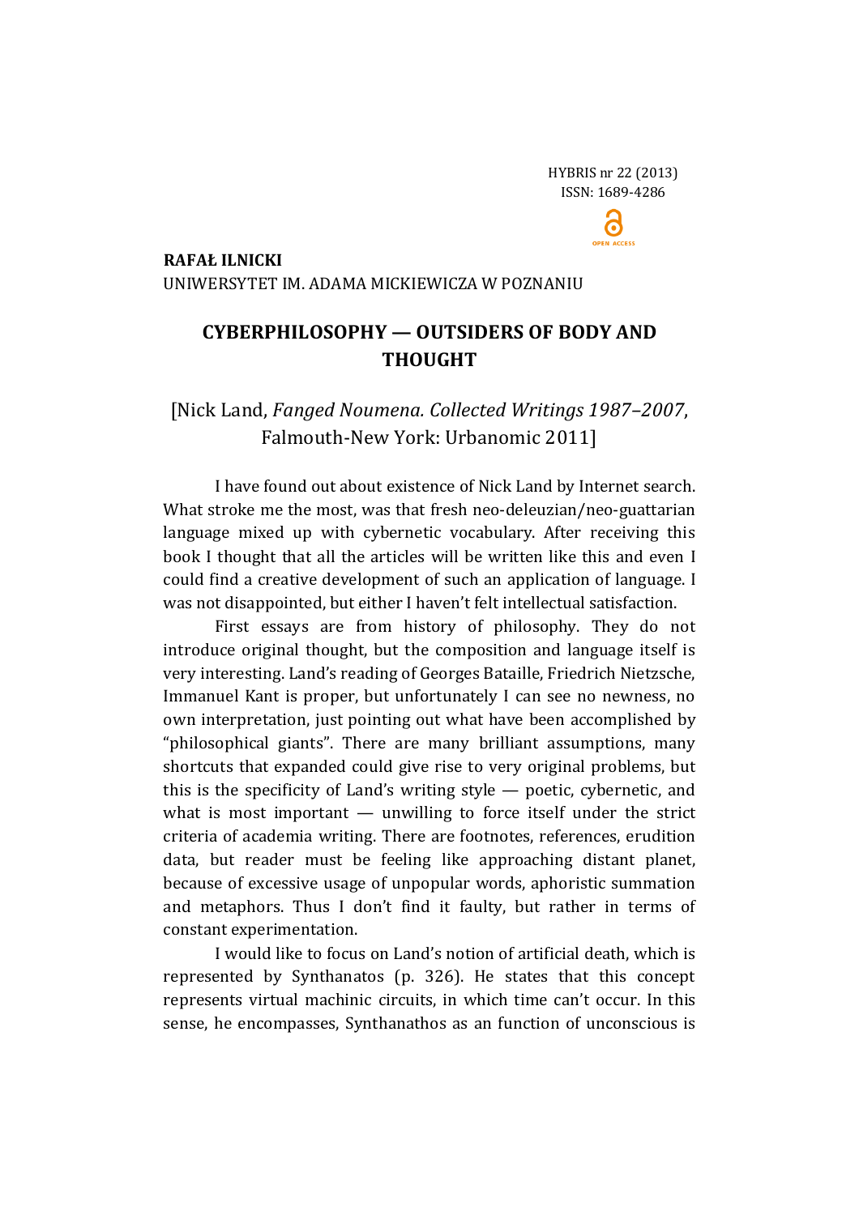HYBRIS nr 22 (2013)
ISSN: 1689-4286

**RAFAŁ ILNICKI**
UNIWERSYTET IM. ADAMA MICKIEWICZA W POZNANIU

# CYBERPHILOSOPHY — OUTSIDERS OF BODY AND THOUGHT

[Nick Land, *Fanged Noumena. Collected Writings 1987–2007*, Falmouth-New York: Urbanomic 2011]

I have found out about existence of Nick Land by Internet search. What stroke me the most, was that fresh neo-deleuzian/neo-guattarian language mixed up with cybernetic vocabulary. After receiving this book I thought that all the articles will be written like this and even I could find a creative development of such an application of language. I was not disappointed, but either I haven't felt intellectual satisfaction.

First essays are from history of philosophy. They do not introduce original thought, but the composition and language itself is very interesting. Land's reading of Georges Bataille, Friedrich Nietzsche, Immanuel Kant is proper, but unfortunately I can see no newness, no own interpretation, just pointing out what have been accomplished by "philosophical giants". There are many brilliant assumptions, many shortcuts that expanded could give rise to very original problems, but this is the specificity of Land's writing style — poetic, cybernetic, and what is most important — unwilling to force itself under the strict criteria of academia writing. There are footnotes, references, erudition data, but reader must be feeling like approaching distant planet, because of excessive usage of unpopular words, aphoristic summation and metaphors. Thus I don't find it faulty, but rather in terms of constant experimentation.

I would like to focus on Land's notion of artificial death, which is represented by Synthanatos (p. 326). He states that this concept represents virtual machinic circuits, in which time can't occur. In this sense, he encompasses, Synthanathos as an function of unconscious is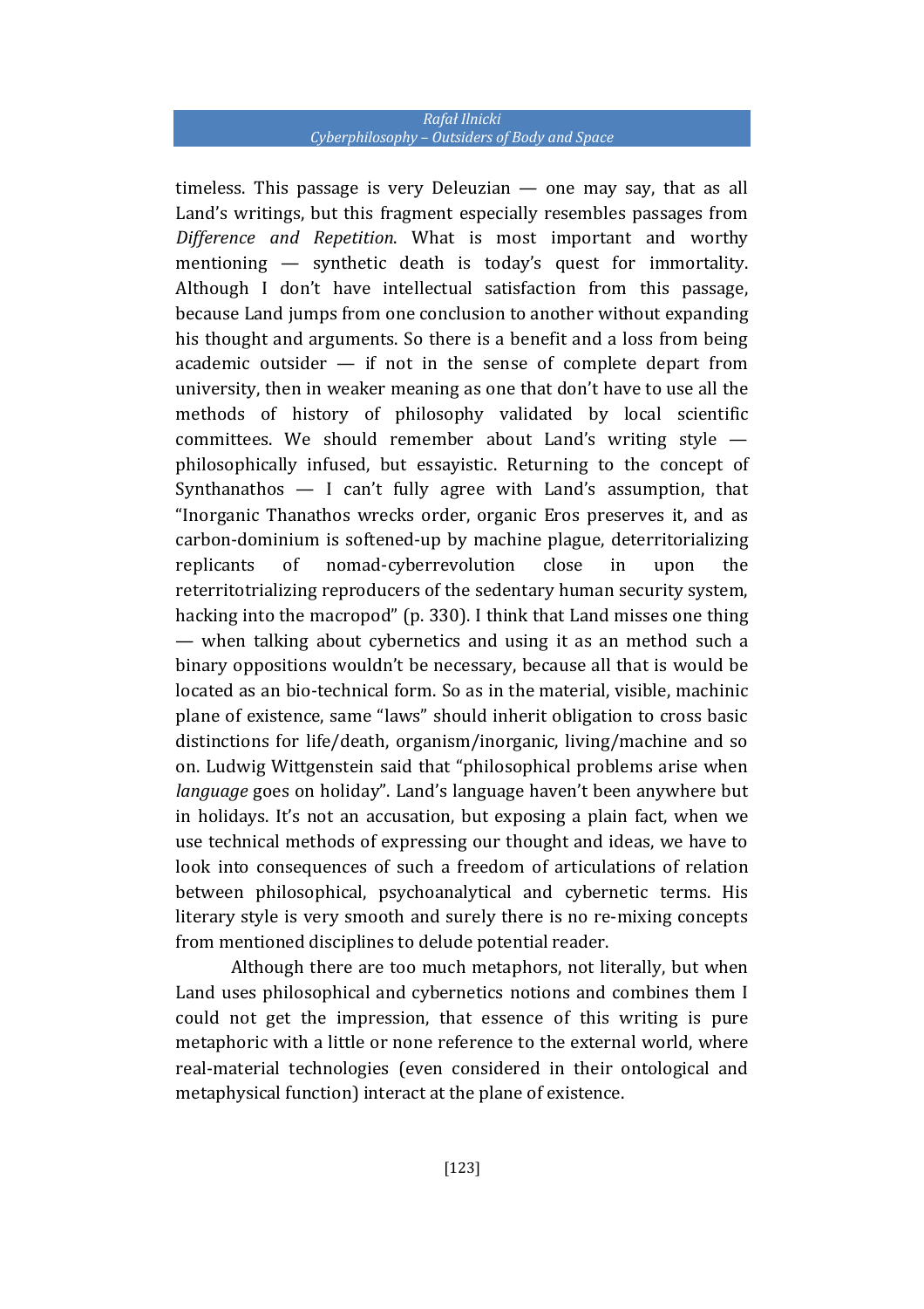timeless. This passage is very Deleuzian — one may say, that as all Land's writings, but this fragment especially resembles passages from *Difference and Repetition*. What is most important and worthy mentioning — synthetic death is today's quest for immortality. Although I don't have intellectual satisfaction from this passage, because Land jumps from one conclusion to another without expanding his thought and arguments. So there is a benefit and a loss from being academic outsider — if not in the sense of complete depart from university, then in weaker meaning as one that don't have to use all the methods of history of philosophy validated by local scientific committees. We should remember about Land's writing style — philosophically infused, but essayistic. Returning to the concept of Synthanathos — I can't fully agree with Land's assumption, that "Inorganic Thanatos wrecks order, organic Eros preserves it, and as carbon-dominium is softened-up by machine plague, deterritorializing replicants of nomad-cyberrevolution close in upon the reterritotrializing reproducers of the sedentary human security system, hacking into the macropod" (p. 330). I think that Land misses one thing — when talking about cybernetics and using it as an method such a binary oppositions wouldn't be necessary, because all that is would be located as an bio-technical form. So as in the material, visible, machinic plane of existence, same "laws" should inherit obligation to cross basic distinctions for life/death, organism/inorganic, living/machine and so on. Ludwig Wittgenstein said that "philosophical problems arise when *language* goes on holiday". Land's language haven't been anywhere but in holidays. It's not an accusation, but exposing a plain fact, when we use technical methods of expressing our thought and ideas, we have to look into consequences of such a freedom of articulations of relation between philosophical, psychoanalytical and cybernetic terms. His literary style is very smooth and surely there is no re-mixing concepts from mentioned disciplines to delude potential reader.

Although there are too much metaphors, not literally, but when Land uses philosophical and cybernetics notions and combines them I could not get the impression, that essence of this writing is pure metaphoric with a little or none reference to the external world, where real-material technologies (even considered in their ontological and metaphysical function) interact at the plane of existence.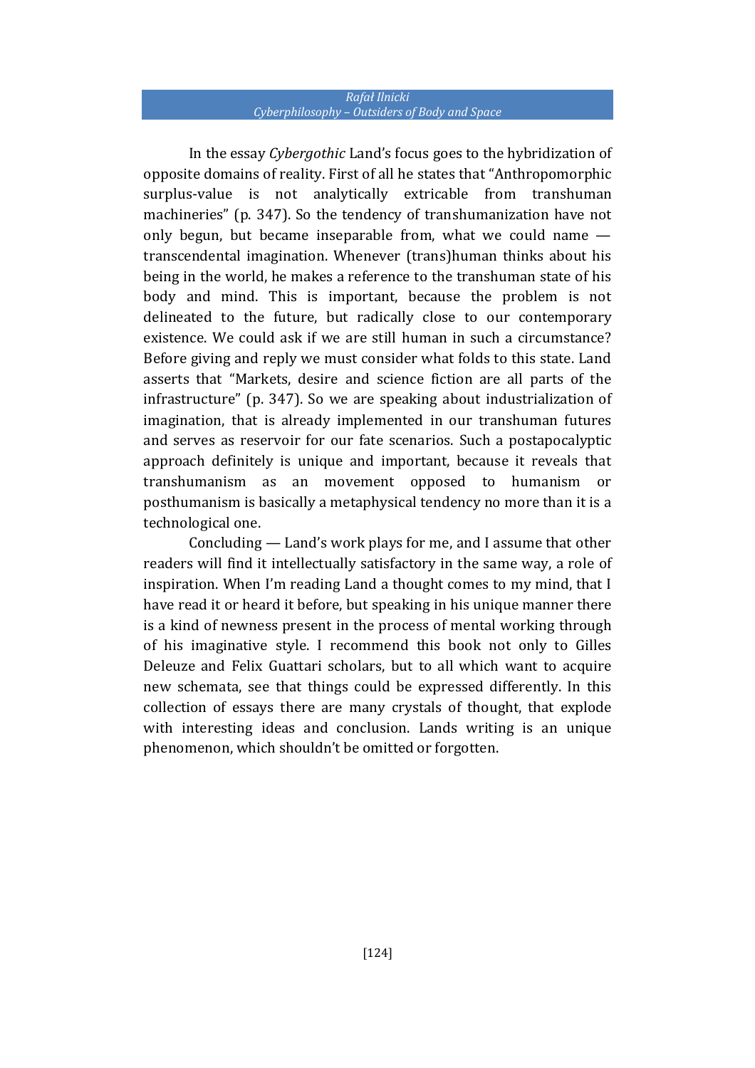In the essay *Cybergothic* Land's focus goes to the hybridization of opposite domains of reality. First of all he states that "Anthropomorphic surplus-value is not analytically extricable from transhuman machineries" (p. 347). So the tendency of transhumanization have not only begun, but became inseparable from, what we could name — transcendental imagination. Whenever (trans)human thinks about his being in the world, he makes a reference to the transhuman state of his body and mind. This is important, because the problem is not delineated to the future, but radically close to our contemporary existence. We could ask if we are still human in such a circumstance? Before giving and reply we must consider what folds to this state. Land asserts that "Markets, desire and science fiction are all parts of the infrastructure" (p. 347). So we are speaking about industrialization of imagination, that is already implemented in our transhuman futures and serves as reservoir for our fate scenarios. Such a postapocalyptic approach definitely is unique and important, because it reveals that transhumanism as an movement opposed to humanism or posthumanism is basically a metaphysical tendency no more than it is a technological one.

Concluding — Land's work plays for me, and I assume that other readers will find it intellectually satisfactory in the same way, a role of inspiration. When I'm reading Land a thought comes to my mind, that I have read it or heard it before, but speaking in his unique manner there is a kind of newness present in the process of mental working through of his imaginative style. I recommend this book not only to Gilles Deleuze and Felix Guattari scholars, but to all which want to acquire new schemata, see that things could be expressed differently. In this collection of essays there are many crystals of thought, that explode with interesting ideas and conclusion. Lands writing is an unique phenomenon, which shouldn't be omitted or forgotten.